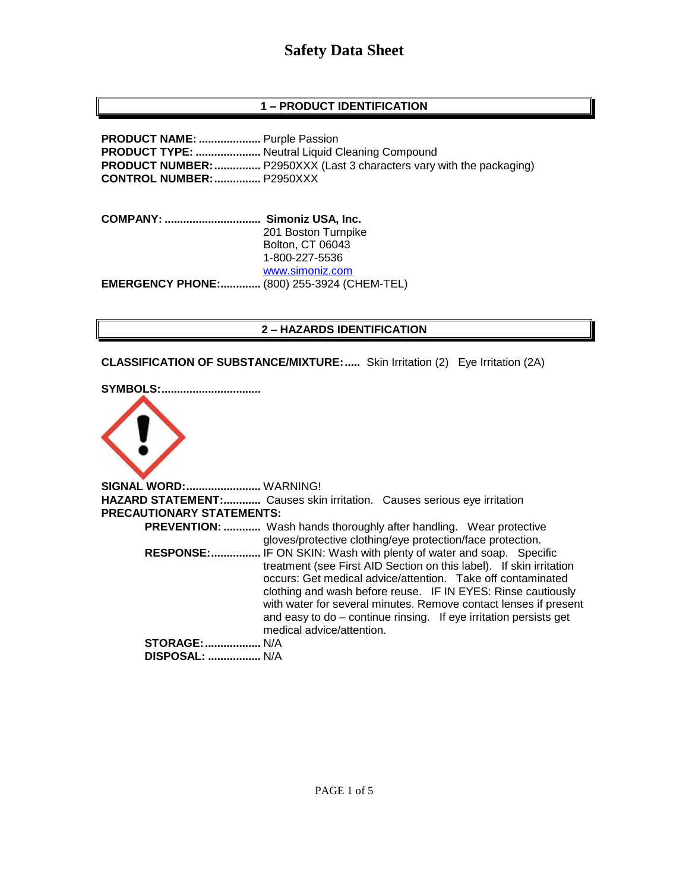# Safety Data Sheet

## 1 – PRODUCT IDENTIFICATION

**PRODUCT NAME:** .................... Purple Passion
**PRODUCT TYPE:** ..................... Neutral Liquid Cleaning Compound
**PRODUCT NUMBER:**............... P2950XXX (Last 3 characters vary with the packaging)
**CONTROL NUMBER:**............... P2950XXX

**COMPANY:** ............................... **Simoniz USA, Inc.**
201 Boston Turnpike
Bolton, CT 06043
1-800-227-5536
www.simoniz.com
**EMERGENCY PHONE:**............. (800) 255-3924 (CHEM-TEL)

## 2 – HAZARDS IDENTIFICATION

**CLASSIFICATION OF SUBSTANCE/MIXTURE:**..... Skin Irritation (2) Eye Irritation (2A)

**SYMBOLS:**................................

**SIGNAL WORD:**........................ WARNING!
**HAZARD STATEMENT:**............ Causes skin irritation. Causes serious eye irritation
**PRECAUTIONARY STATEMENTS:**

- **PREVENTION:** ............ Wash hands thoroughly after handling. Wear protective gloves/protective clothing/eye protection/face protection.
- **RESPONSE:**................ IF ON SKIN: Wash with plenty of water and soap. Specific treatment (see First AID Section on this label). If skin irritation occurs: Get medical advice/attention. Take off contaminated clothing and wash before reuse. IF IN EYES: Rinse cautiously with water for several minutes. Remove contact lenses if present and easy to do – continue rinsing. If eye irritation persists get medical advice/attention.
- **STORAGE:**.................. N/A
- **DISPOSAL:** ................. N/A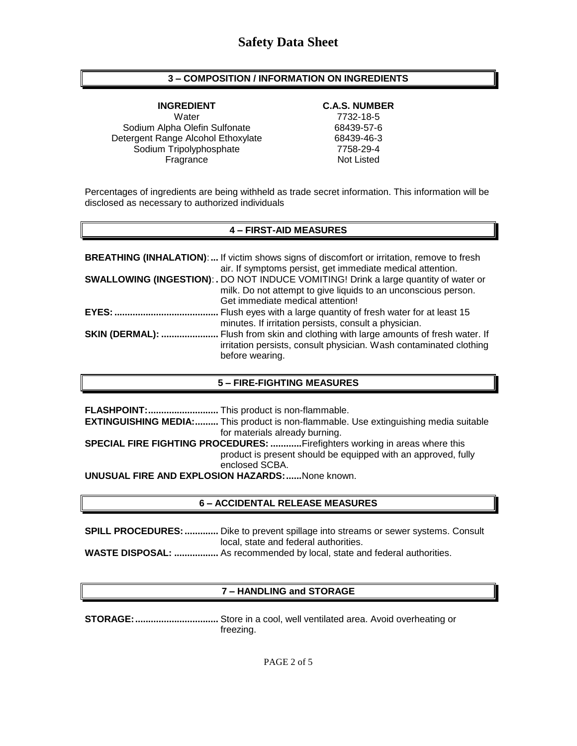# Safety Data Sheet

## 3 – COMPOSITION / INFORMATION ON INGREDIENTS

| INGREDIENT | C.A.S. NUMBER |
| --- | --- |
| Water | 7732-18-5 |
| Sodium Alpha Olefin Sulfonate | 68439-57-6 |
| Detergent Range Alcohol Ethoxylate | 68439-46-3 |
| Sodium Tripolyphosphate | 7758-29-4 |
| Fragrance | Not Listed |

Percentages of ingredients are being withheld as trade secret information. This information will be disclosed as necessary to authorized individuals

## 4 – FIRST-AID MEASURES

**BREATHING (INHALATION):...** If victim shows signs of discomfort or irritation, remove to fresh air. If symptoms persist, get immediate medical attention.

**SWALLOWING (INGESTION):.** DO NOT INDUCE VOMITING! Drink a large quantity of water or milk. Do not attempt to give liquids to an unconscious person. Get immediate medical attention!

**EYES:........................................** Flush eyes with a large quantity of fresh water for at least 15 minutes. If irritation persists, consult a physician.

**SKIN (DERMAL): ......................** Flush from skin and clothing with large amounts of fresh water. If irritation persists, consult physician. Wash contaminated clothing before wearing.

## 5 – FIRE-FIGHTING MEASURES

**FLASHPOINT:...........................** This product is non-flammable.

**EXTINGUISHING MEDIA:.........** This product is non-flammable. Use extinguishing media suitable for materials already burning.

**SPECIAL FIRE FIGHTING PROCEDURES: ............** Firefighters working in areas where this product is present should be equipped with an approved, fully enclosed SCBA.

**UNUSUAL FIRE AND EXPLOSION HAZARDS:......** None known.

## 6 – ACCIDENTAL RELEASE MEASURES

**SPILL PROCEDURES:.............** Dike to prevent spillage into streams or sewer systems. Consult local, state and federal authorities.

**WASTE DISPOSAL: .................** As recommended by local, state and federal authorities.

## 7 – HANDLING and STORAGE

**STORAGE:................................** Store in a cool, well ventilated area. Avoid overheating or freezing.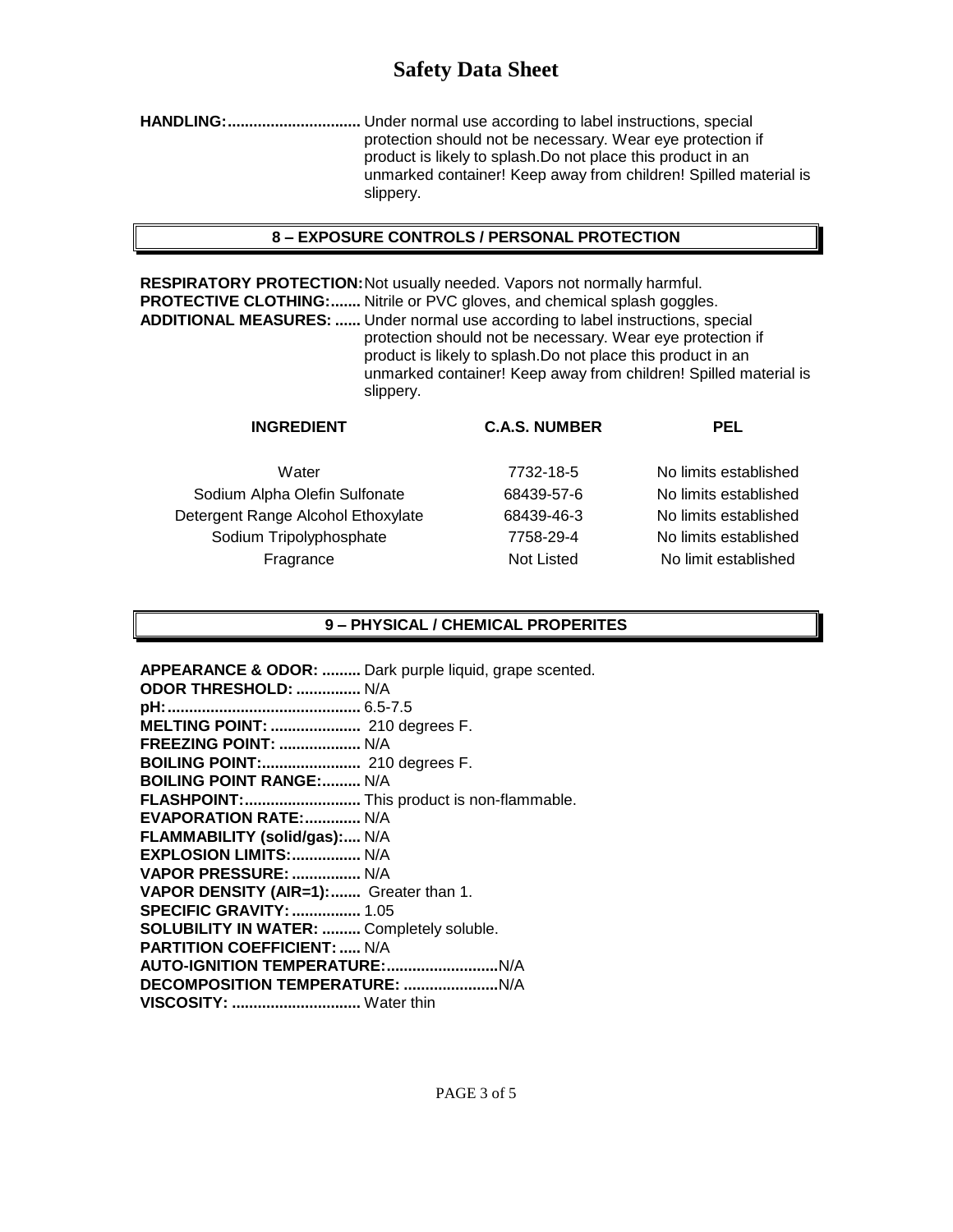**HANDLING:...............................** Under normal use according to label instructions, special protection should not be necessary. Wear eye protection if product is likely to splash.Do not place this product in an unmarked container! Keep away from children! Spilled material is slippery.

## 8 – EXPOSURE CONTROLS / PERSONAL PROTECTION

**RESPIRATORY PROTECTION:** Not usually needed. Vapors not normally harmful.
**PROTECTIVE CLOTHING:.......** Nitrile or PVC gloves, and chemical splash goggles.
**ADDITIONAL MEASURES: ......** Under normal use according to label instructions, special protection should not be necessary. Wear eye protection if product is likely to splash.Do not place this product in an unmarked container! Keep away from children! Spilled material is slippery.

| INGREDIENT | C.A.S. NUMBER | PEL |
|---|---|---|
| Water | 7732-18-5 | No limits established |
| Sodium Alpha Olefin Sulfonate | 68439-57-6 | No limits established |
| Detergent Range Alcohol Ethoxylate | 68439-46-3 | No limits established |
| Sodium Tripolyphosphate | 7758-29-4 | No limits established |
| Fragrance | Not Listed | No limit established |

## 9 – PHYSICAL / CHEMICAL PROPERITES

**APPEARANCE & ODOR: .........** Dark purple liquid, grape scented.
**ODOR THRESHOLD: ...............** N/A
**pH:............................................** 6.5-7.5
**MELTING POINT: ....................** 210 degrees F.
**FREEZING POINT: ...................** N/A
**BOILING POINT:.......................** 210 degrees F.
**BOILING POINT RANGE:.........** N/A
**FLASHPOINT:..........................** This product is non-flammable.
**EVAPORATION RATE:.............** N/A
**FLAMMABILITY (solid/gas):....** N/A
**EXPLOSION LIMITS:................** N/A
**VAPOR PRESSURE: ................** N/A
**VAPOR DENSITY (AIR=1):.......** Greater than 1.
**SPECIFIC GRAVITY: ................** 1.05
**SOLUBILITY IN WATER: .........** Completely soluble.
**PARTITION COEFFICIENT: .....** N/A
**AUTO-IGNITION TEMPERATURE:.........................**N/A
**DECOMPOSITION TEMPERATURE: ......................**N/A
**VISCOSITY: .............................** Water thin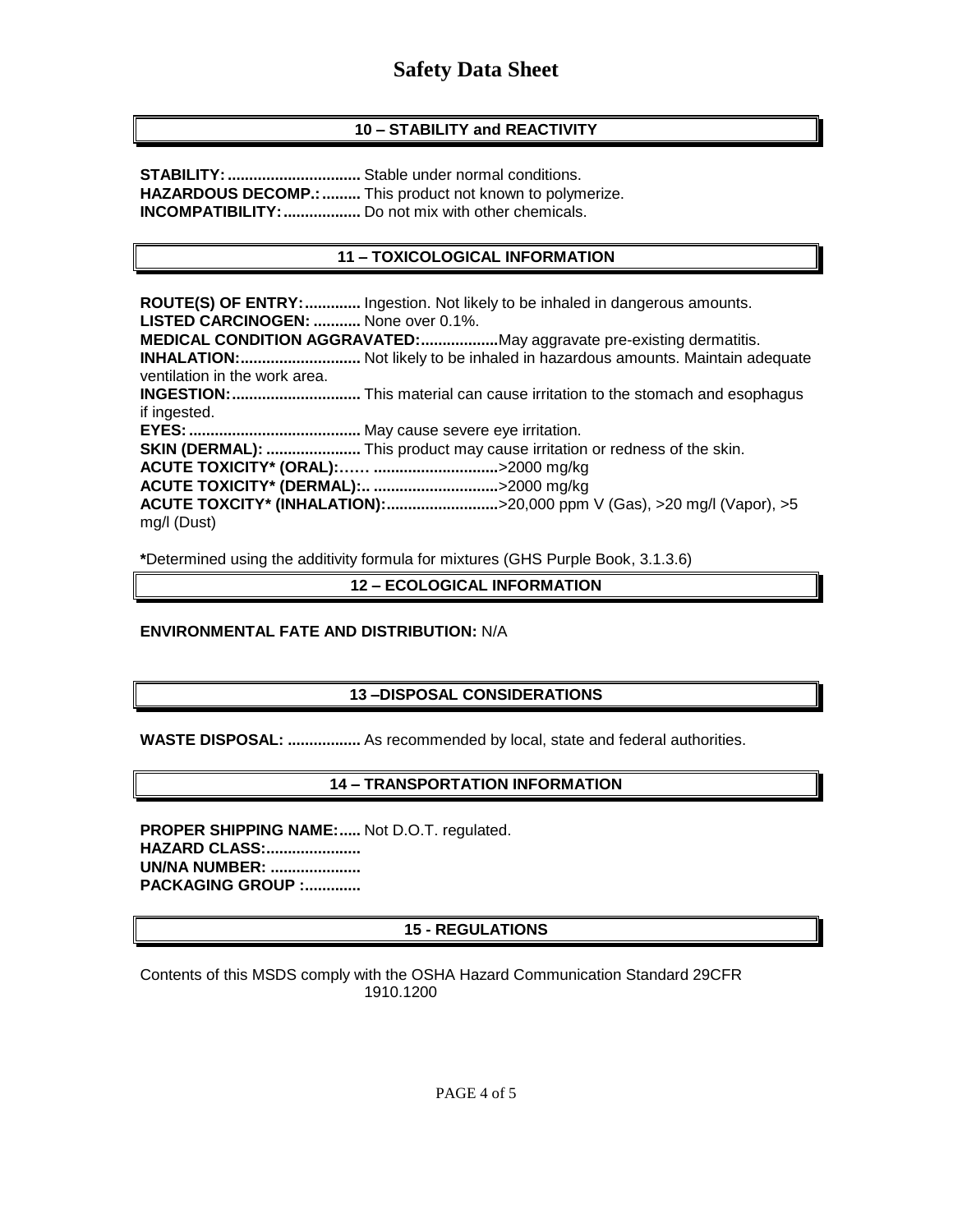# Safety Data Sheet

## 10 – STABILITY and REACTIVITY

**STABILITY:...............................** Stable under normal conditions.
**HAZARDOUS DECOMP.:.........** This product not known to polymerize.
**INCOMPATIBILITY:..................** Do not mix with other chemicals.

## 11 – TOXICOLOGICAL INFORMATION

**ROUTE(S) OF ENTRY:.............** Ingestion. Not likely to be inhaled in dangerous amounts.
**LISTED CARCINOGEN: ...........** None over 0.1%.
**MEDICAL CONDITION AGGRAVATED:..................**May aggravate pre-existing dermatitis.
**INHALATION:............................** Not likely to be inhaled in hazardous amounts. Maintain adequate ventilation in the work area.
**INGESTION:..............................** This material can cause irritation to the stomach and esophagus if ingested.
**EYES:........................................** May cause severe eye irritation.
**SKIN (DERMAL): ......................** This product may cause irritation or redness of the skin.
**ACUTE TOXICITY* (ORAL):…… ............................**>2000 mg/kg
**ACUTE TOXICITY* (DERMAL):.. .............................**>2000 mg/kg
**ACUTE TOXCITY* (INHALATION):..........................**>20,000 ppm V (Gas), >20 mg/l (Vapor), >5 mg/l (Dust)

***Determined using the additivity formula for mixtures (GHS Purple Book, 3.1.3.6)

## 12 – ECOLOGICAL INFORMATION

**ENVIRONMENTAL FATE AND DISTRIBUTION:** N/A

## 13 –DISPOSAL CONSIDERATIONS

**WASTE DISPOSAL: .................** As recommended by local, state and federal authorities.

## 14 – TRANSPORTATION INFORMATION

**PROPER SHIPPING NAME:.....** Not D.O.T. regulated.
**HAZARD CLASS:......................**
**UN/NA NUMBER: .....................**
**PACKAGING GROUP :.............**

## 15 - REGULATIONS

Contents of this MSDS comply with the OSHA Hazard Communication Standard 29CFR 1910.1200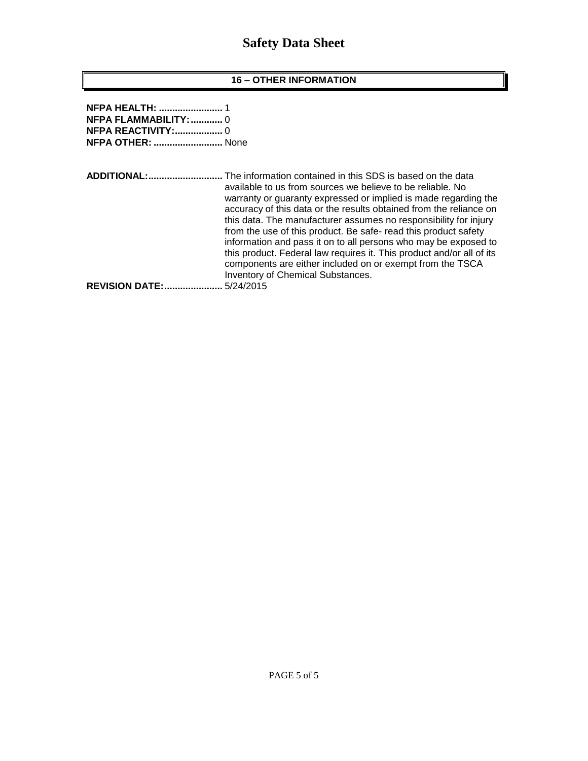## 16 – OTHER INFORMATION

**NFPA HEALTH: ........................** 1
**NFPA FLAMMABILITY: ............** 0
**NFPA REACTIVITY:..................** 0
**NFPA OTHER: ..........................** None

**ADDITIONAL:............................** The information contained in this SDS is based on the data available to us from sources we believe to be reliable. No warranty or guaranty expressed or implied is made regarding the accuracy of this data or the results obtained from the reliance on this data. The manufacturer assumes no responsibility for injury from the use of this product. Be safe- read this product safety information and pass it on to all persons who may be exposed to this product. Federal law requires it. This product and/or all of its components are either included on or exempt from the TSCA Inventory of Chemical Substances.
**REVISION DATE:......................** 5/24/2015